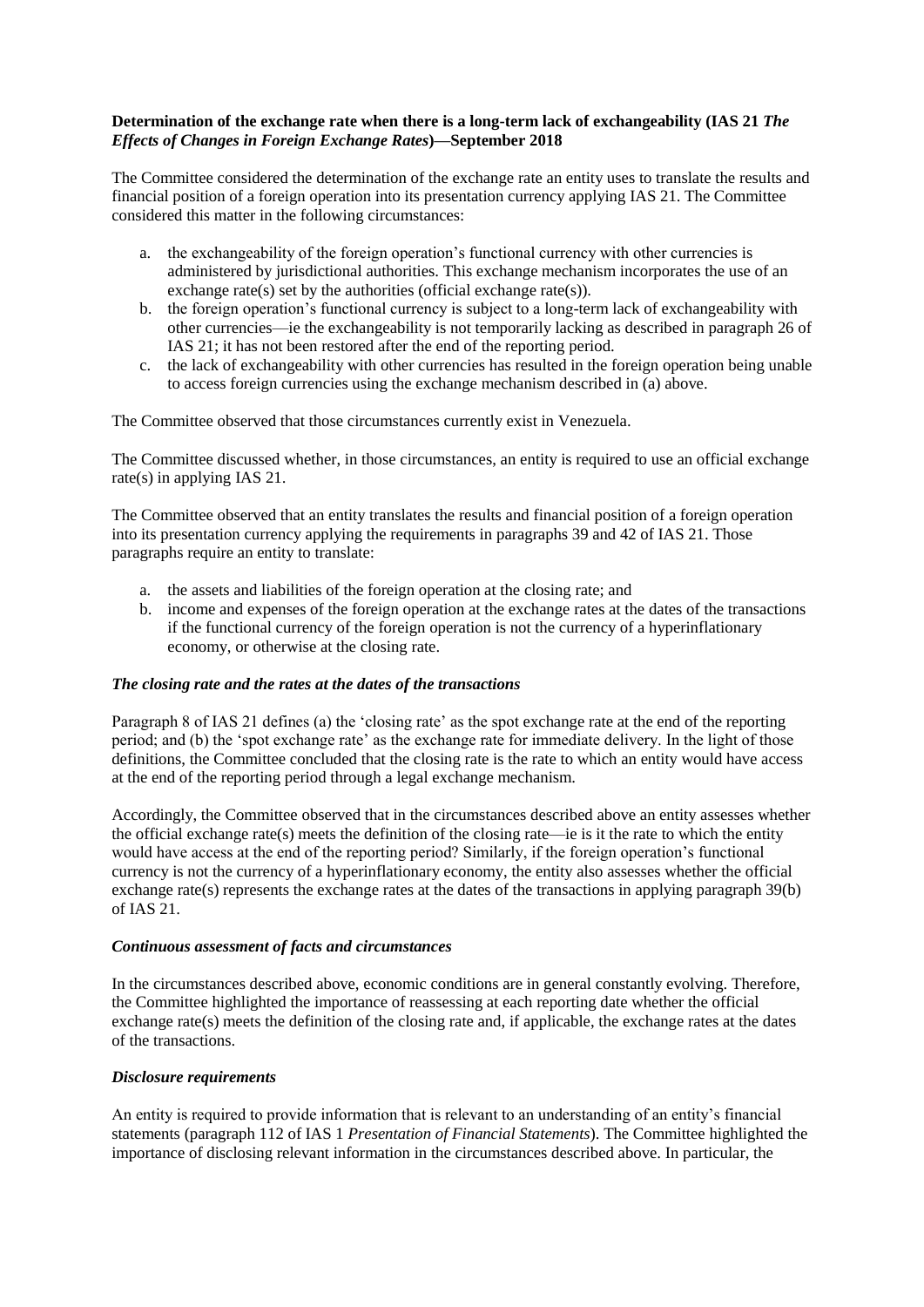**Determination of the exchange rate when there is a long-term lack of exchangeability (IAS 21 *The Effects of Changes in Foreign Exchange Rates*)—September 2018**

The Committee considered the determination of the exchange rate an entity uses to translate the results and financial position of a foreign operation into its presentation currency applying IAS 21. The Committee considered this matter in the following circumstances:

a. the exchangeability of the foreign operation's functional currency with other currencies is administered by jurisdictional authorities. This exchange mechanism incorporates the use of an exchange rate(s) set by the authorities (official exchange rate(s)).
b. the foreign operation's functional currency is subject to a long-term lack of exchangeability with other currencies—ie the exchangeability is not temporarily lacking as described in paragraph 26 of IAS 21; it has not been restored after the end of the reporting period.
c. the lack of exchangeability with other currencies has resulted in the foreign operation being unable to access foreign currencies using the exchange mechanism described in (a) above.

The Committee observed that those circumstances currently exist in Venezuela.

The Committee discussed whether, in those circumstances, an entity is required to use an official exchange rate(s) in applying IAS 21.

The Committee observed that an entity translates the results and financial position of a foreign operation into its presentation currency applying the requirements in paragraphs 39 and 42 of IAS 21. Those paragraphs require an entity to translate:

a. the assets and liabilities of the foreign operation at the closing rate; and
b. income and expenses of the foreign operation at the exchange rates at the dates of the transactions if the functional currency of the foreign operation is not the currency of a hyperinflationary economy, or otherwise at the closing rate.

***The closing rate and the rates at the dates of the transactions***

Paragraph 8 of IAS 21 defines (a) the 'closing rate' as the spot exchange rate at the end of the reporting period; and (b) the 'spot exchange rate' as the exchange rate for immediate delivery. In the light of those definitions, the Committee concluded that the closing rate is the rate to which an entity would have access at the end of the reporting period through a legal exchange mechanism.

Accordingly, the Committee observed that in the circumstances described above an entity assesses whether the official exchange rate(s) meets the definition of the closing rate—ie is it the rate to which the entity would have access at the end of the reporting period? Similarly, if the foreign operation's functional currency is not the currency of a hyperinflationary economy, the entity also assesses whether the official exchange rate(s) represents the exchange rates at the dates of the transactions in applying paragraph 39(b) of IAS 21.

***Continuous assessment of facts and circumstances***

In the circumstances described above, economic conditions are in general constantly evolving. Therefore, the Committee highlighted the importance of reassessing at each reporting date whether the official exchange rate(s) meets the definition of the closing rate and, if applicable, the exchange rates at the dates of the transactions.

***Disclosure requirements***

An entity is required to provide information that is relevant to an understanding of an entity's financial statements (paragraph 112 of IAS 1 *Presentation of Financial Statements*). The Committee highlighted the importance of disclosing relevant information in the circumstances described above. In particular, the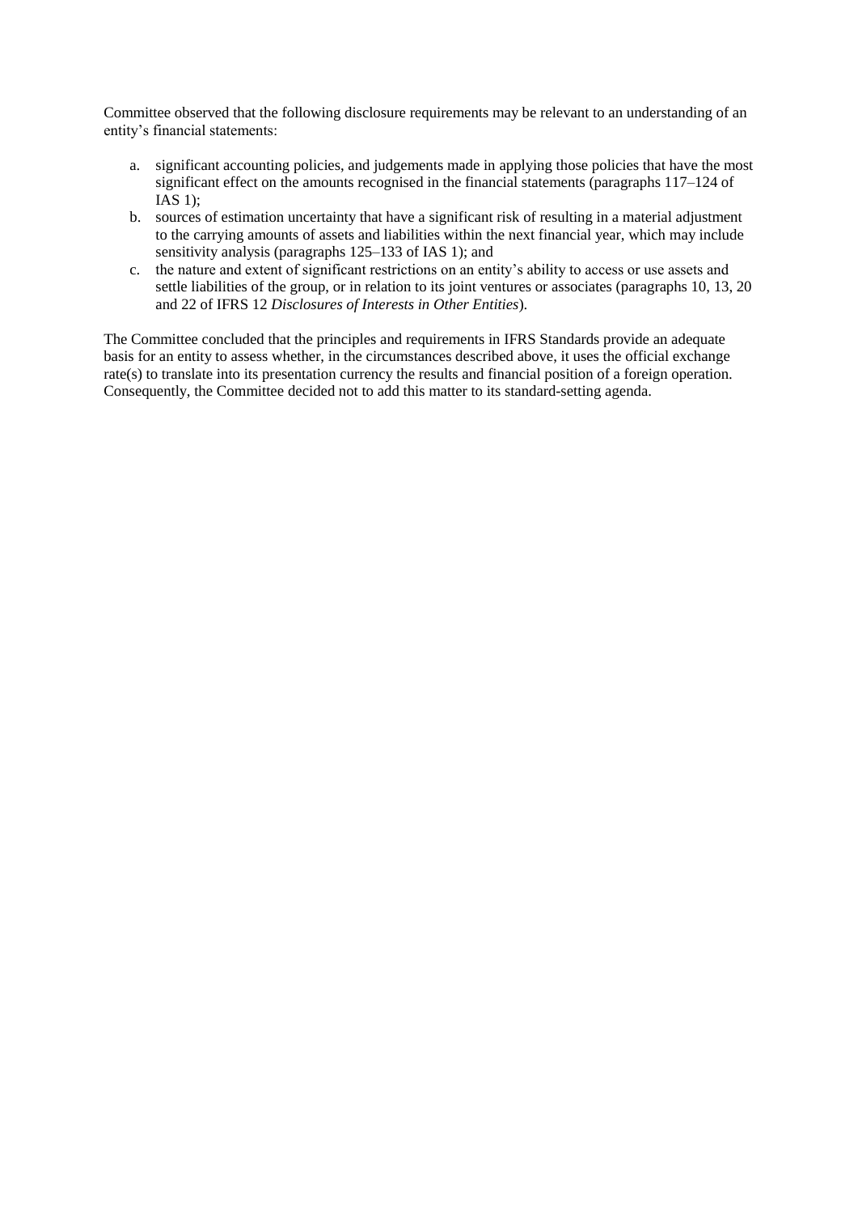Committee observed that the following disclosure requirements may be relevant to an understanding of an entity's financial statements:

a. significant accounting policies, and judgements made in applying those policies that have the most significant effect on the amounts recognised in the financial statements (paragraphs 117–124 of IAS 1);
b. sources of estimation uncertainty that have a significant risk of resulting in a material adjustment to the carrying amounts of assets and liabilities within the next financial year, which may include sensitivity analysis (paragraphs 125–133 of IAS 1); and
c. the nature and extent of significant restrictions on an entity's ability to access or use assets and settle liabilities of the group, or in relation to its joint ventures or associates (paragraphs 10, 13, 20 and 22 of IFRS 12 *Disclosures of Interests in Other Entities*).

The Committee concluded that the principles and requirements in IFRS Standards provide an adequate basis for an entity to assess whether, in the circumstances described above, it uses the official exchange rate(s) to translate into its presentation currency the results and financial position of a foreign operation. Consequently, the Committee decided not to add this matter to its standard-setting agenda.